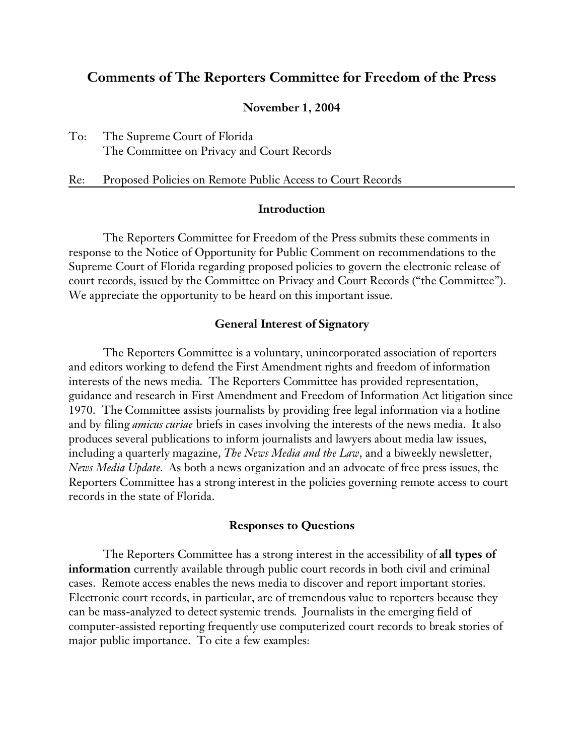# Comments of The Reporters Committee for Freedom of the Press

**November 1, 2004**

To: The Supreme Court of Florida
The Committee on Privacy and Court Records

Re: Proposed Policies on Remote Public Access to Court Records

## Introduction

The Reporters Committee for Freedom of the Press submits these comments in response to the Notice of Opportunity for Public Comment on recommendations to the Supreme Court of Florida regarding proposed policies to govern the electronic release of court records, issued by the Committee on Privacy and Court Records ("the Committee"). We appreciate the opportunity to be heard on this important issue.

## General Interest of Signatory

The Reporters Committee is a voluntary, unincorporated association of reporters and editors working to defend the First Amendment rights and freedom of information interests of the news media. The Reporters Committee has provided representation, guidance and research in First Amendment and Freedom of Information Act litigation since 1970. The Committee assists journalists by providing free legal information via a hotline and by filing *amicus curiae* briefs in cases involving the interests of the news media. It also produces several publications to inform journalists and lawyers about media law issues, including a quarterly magazine, *The News Media and the Law*, and a biweekly newsletter, *News Media Update*. As both a news organization and an advocate of free press issues, the Reporters Committee has a strong interest in the policies governing remote access to court records in the state of Florida.

## Responses to Questions

The Reporters Committee has a strong interest in the accessibility of **all types of information** currently available through public court records in both civil and criminal cases. Remote access enables the news media to discover and report important stories. Electronic court records, in particular, are of tremendous value to reporters because they can be mass-analyzed to detect systemic trends. Journalists in the emerging field of computer-assisted reporting frequently use computerized court records to break stories of major public importance. To cite a few examples: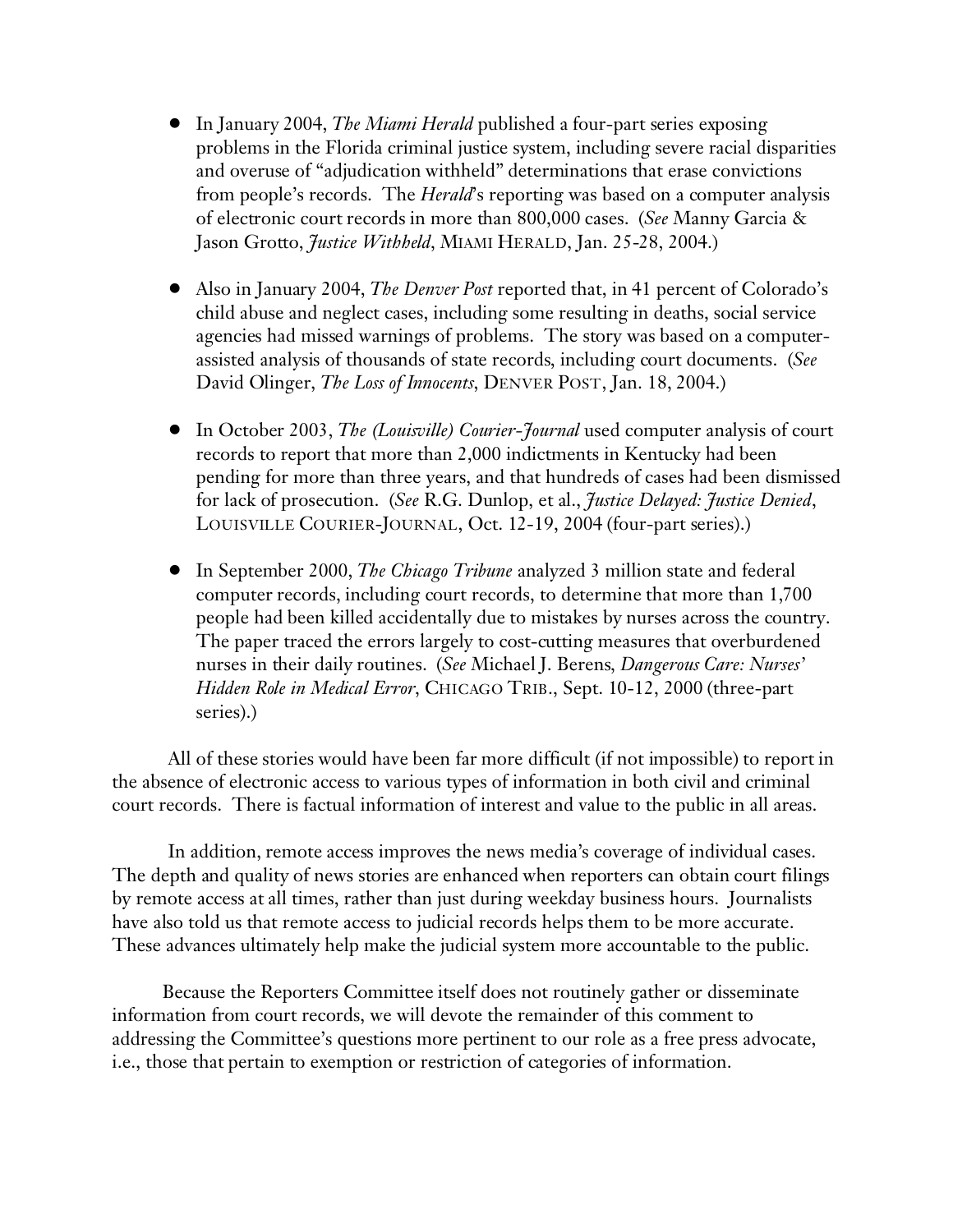- In January 2004, *The Miami Herald* published a four-part series exposing problems in the Florida criminal justice system, including severe racial disparities and overuse of "adjudication withheld" determinations that erase convictions from people's records. The *Herald*'s reporting was based on a computer analysis of electronic court records in more than 800,000 cases. (*See* Manny Garcia & Jason Grotto, *Justice Withheld*, MIAMI HERALD, Jan. 25-28, 2004.)

- Also in January 2004, *The Denver Post* reported that, in 41 percent of Colorado's child abuse and neglect cases, including some resulting in deaths, social service agencies had missed warnings of problems. The story was based on a computer-assisted analysis of thousands of state records, including court documents. (*See* David Olinger, *The Loss of Innocents*, DENVER POST, Jan. 18, 2004.)

- In October 2003, *The (Louisville) Courier-Journal* used computer analysis of court records to report that more than 2,000 indictments in Kentucky had been pending for more than three years, and that hundreds of cases had been dismissed for lack of prosecution. (*See* R.G. Dunlop, et al., *Justice Delayed: Justice Denied*, LOUISVILLE COURIER-JOURNAL, Oct. 12-19, 2004 (four-part series).)

- In September 2000, *The Chicago Tribune* analyzed 3 million state and federal computer records, including court records, to determine that more than 1,700 people had been killed accidentally due to mistakes by nurses across the country. The paper traced the errors largely to cost-cutting measures that overburdened nurses in their daily routines. (*See* Michael J. Berens, *Dangerous Care: Nurses' Hidden Role in Medical Error*, CHICAGO TRIB., Sept. 10-12, 2000 (three-part series).)

All of these stories would have been far more difficult (if not impossible) to report in the absence of electronic access to various types of information in both civil and criminal court records. There is factual information of interest and value to the public in all areas.

In addition, remote access improves the news media's coverage of individual cases. The depth and quality of news stories are enhanced when reporters can obtain court filings by remote access at all times, rather than just during weekday business hours. Journalists have also told us that remote access to judicial records helps them to be more accurate. These advances ultimately help make the judicial system more accountable to the public.

Because the Reporters Committee itself does not routinely gather or disseminate information from court records, we will devote the remainder of this comment to addressing the Committee's questions more pertinent to our role as a free press advocate, i.e., those that pertain to exemption or restriction of categories of information.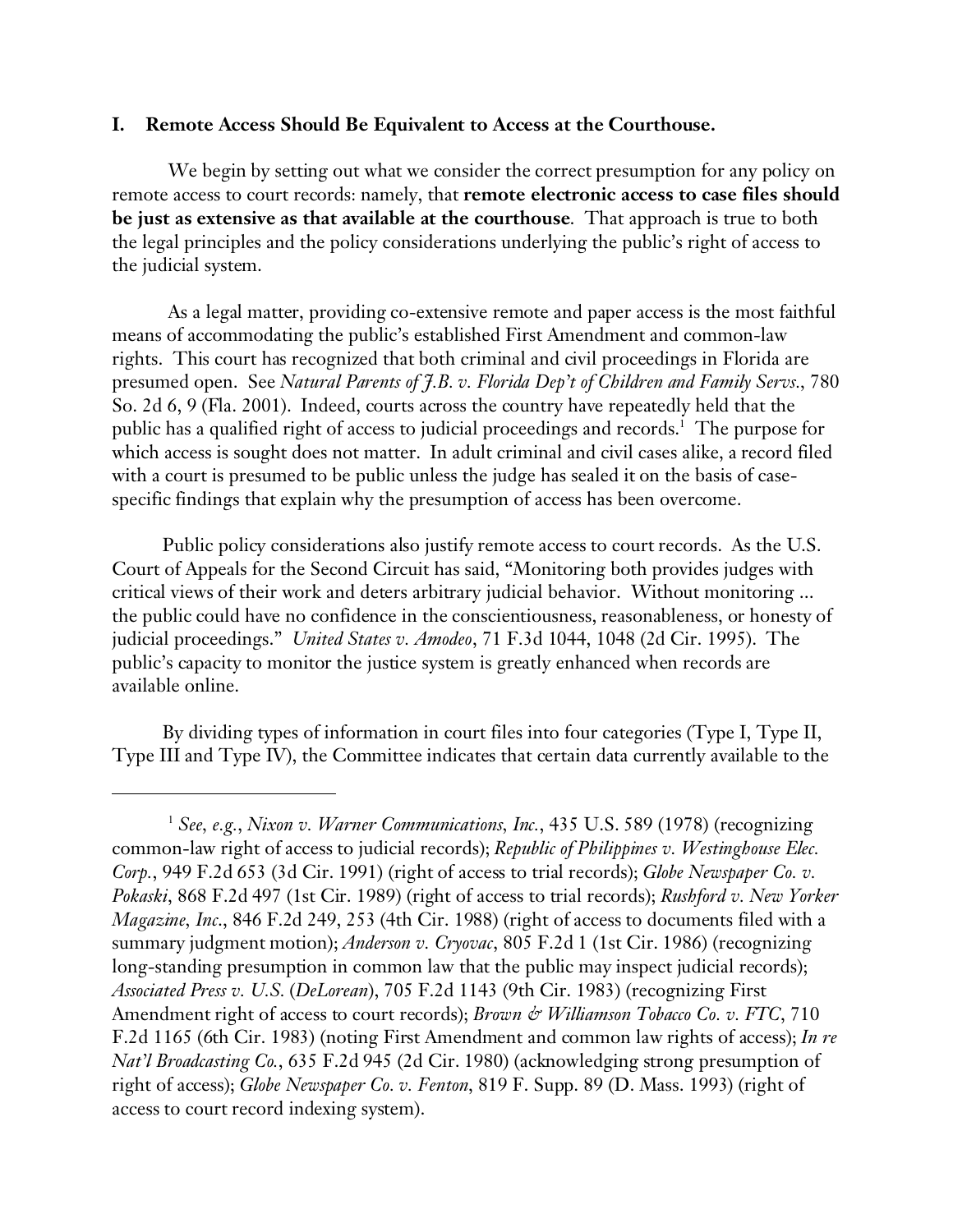## I. Remote Access Should Be Equivalent to Access at the Courthouse.

We begin by setting out what we consider the correct presumption for any policy on remote access to court records: namely, that **remote electronic access to case files should be just as extensive as that available at the courthouse**. That approach is true to both the legal principles and the policy considerations underlying the public's right of access to the judicial system.

As a legal matter, providing co-extensive remote and paper access is the most faithful means of accommodating the public's established First Amendment and common-law rights. This court has recognized that both criminal and civil proceedings in Florida are presumed open. See *Natural Parents of J.B. v. Florida Dep't of Children and Family Servs.*, 780 So. 2d 6, 9 (Fla. 2001). Indeed, courts across the country have repeatedly held that the public has a qualified right of access to judicial proceedings and records.[1] The purpose for which access is sought does not matter. In adult criminal and civil cases alike, a record filed with a court is presumed to be public unless the judge has sealed it on the basis of case-specific findings that explain why the presumption of access has been overcome.

Public policy considerations also justify remote access to court records. As the U.S. Court of Appeals for the Second Circuit has said, "Monitoring both provides judges with critical views of their work and deters arbitrary judicial behavior. Without monitoring ... the public could have no confidence in the conscientiousness, reasonableness, or honesty of judicial proceedings." *United States v. Amodeo*, 71 F.3d 1044, 1048 (2d Cir. 1995). The public's capacity to monitor the justice system is greatly enhanced when records are available online.

By dividing types of information in court files into four categories (Type I, Type II, Type III and Type IV), the Committee indicates that certain data currently available to the

---

[1] *See, e.g.*, *Nixon v. Warner Communications, Inc.*, 435 U.S. 589 (1978) (recognizing common-law right of access to judicial records); *Republic of Philippines v. Westinghouse Elec. Corp.*, 949 F.2d 653 (3d Cir. 1991) (right of access to trial records); *Globe Newspaper Co. v. Pokaski*, 868 F.2d 497 (1st Cir. 1989) (right of access to trial records); *Rushford v. New Yorker Magazine, Inc.*, 846 F.2d 249, 253 (4th Cir. 1988) (right of access to documents filed with a summary judgment motion); *Anderson v. Cryovac*, 805 F.2d 1 (1st Cir. 1986) (recognizing long-standing presumption in common law that the public may inspect judicial records); *Associated Press v. U.S. (DeLorean)*, 705 F.2d 1143 (9th Cir. 1983) (recognizing First Amendment right of access to court records); *Brown & Williamson Tobacco Co. v. FTC*, 710 F.2d 1165 (6th Cir. 1983) (noting First Amendment and common law rights of access); *In re Nat'l Broadcasting Co.*, 635 F.2d 945 (2d Cir. 1980) (acknowledging strong presumption of right of access); *Globe Newspaper Co. v. Fenton*, 819 F. Supp. 89 (D. Mass. 1993) (right of access to court record indexing system).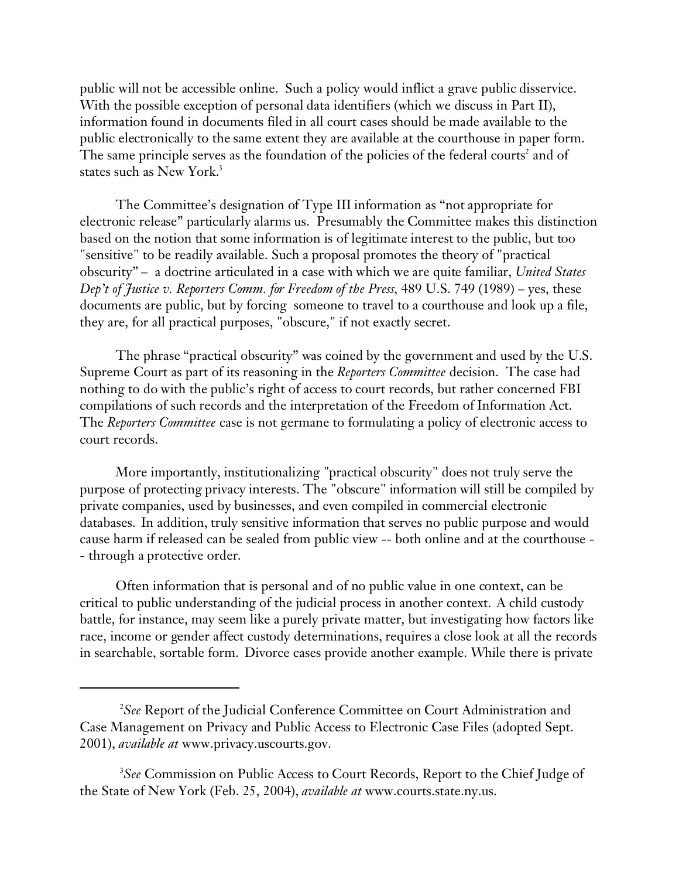public will not be accessible online. Such a policy would inflict a grave public disservice. With the possible exception of personal data identifiers (which we discuss in Part II), information found in documents filed in all court cases should be made available to the public electronically to the same extent they are available at the courthouse in paper form. The same principle serves as the foundation of the policies of the federal courts[2] and of states such as New York.[3]

The Committee's designation of Type III information as "not appropriate for electronic release" particularly alarms us. Presumably the Committee makes this distinction based on the notion that some information is of legitimate interest to the public, but too "sensitive" to be readily available. Such a proposal promotes the theory of "practical obscurity" – a doctrine articulated in a case with which we are quite familiar, *United States Dep't of Justice v. Reporters Comm. for Freedom of the Press*, 489 U.S. 749 (1989) – yes, these documents are public, but by forcing someone to travel to a courthouse and look up a file, they are, for all practical purposes, "obscure," if not exactly secret.

The phrase "practical obscurity" was coined by the government and used by the U.S. Supreme Court as part of its reasoning in the *Reporters Committee* decision. The case had nothing to do with the public's right of access to court records, but rather concerned FBI compilations of such records and the interpretation of the Freedom of Information Act. The *Reporters Committee* case is not germane to formulating a policy of electronic access to court records.

More importantly, institutionalizing "practical obscurity" does not truly serve the purpose of protecting privacy interests. The "obscure" information will still be compiled by private companies, used by businesses, and even compiled in commercial electronic databases. In addition, truly sensitive information that serves no public purpose and would cause harm if released can be sealed from public view -- both online and at the courthouse -- through a protective order.

Often information that is personal and of no public value in one context, can be critical to public understanding of the judicial process in another context. A child custody battle, for instance, may seem like a purely private matter, but investigating how factors like race, income or gender affect custody determinations, requires a close look at all the records in searchable, sortable form. Divorce cases provide another example. While there is private

---

[2] *See* Report of the Judicial Conference Committee on Court Administration and Case Management on Privacy and Public Access to Electronic Case Files (adopted Sept. 2001), *available at* www.privacy.uscourts.gov.

[3] *See* Commission on Public Access to Court Records, Report to the Chief Judge of the State of New York (Feb. 25, 2004), *available at* www.courts.state.ny.us.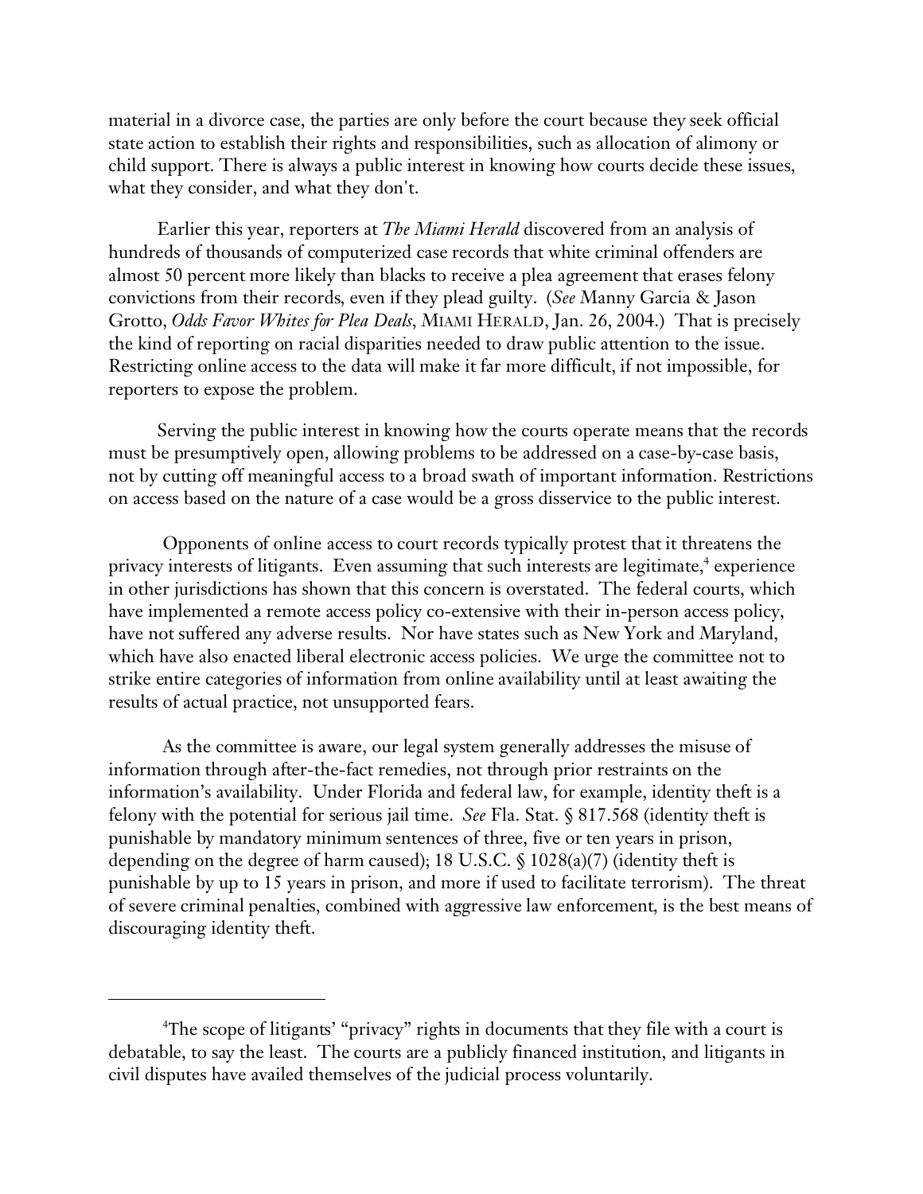material in a divorce case, the parties are only before the court because they seek official state action to establish their rights and responsibilities, such as allocation of alimony or child support. There is always a public interest in knowing how courts decide these issues, what they consider, and what they don't.

Earlier this year, reporters at *The Miami Herald* discovered from an analysis of hundreds of thousands of computerized case records that white criminal offenders are almost 50 percent more likely than blacks to receive a plea agreement that erases felony convictions from their records, even if they plead guilty. (*See* Manny Garcia & Jason Grotto, *Odds Favor Whites for Plea Deals*, MIAMI HERALD, Jan. 26, 2004.) That is precisely the kind of reporting on racial disparities needed to draw public attention to the issue. Restricting online access to the data will make it far more difficult, if not impossible, for reporters to expose the problem.

Serving the public interest in knowing how the courts operate means that the records must be presumptively open, allowing problems to be addressed on a case-by-case basis, not by cutting off meaningful access to a broad swath of important information. Restrictions on access based on the nature of a case would be a gross disservice to the public interest.

Opponents of online access to court records typically protest that it threatens the privacy interests of litigants. Even assuming that such interests are legitimate,[4] experience in other jurisdictions has shown that this concern is overstated. The federal courts, which have implemented a remote access policy co-extensive with their in-person access policy, have not suffered any adverse results. Nor have states such as New York and Maryland, which have also enacted liberal electronic access policies. We urge the committee not to strike entire categories of information from online availability until at least awaiting the results of actual practice, not unsupported fears.

As the committee is aware, our legal system generally addresses the misuse of information through after-the-fact remedies, not through prior restraints on the information's availability. Under Florida and federal law, for example, identity theft is a felony with the potential for serious jail time. *See* Fla. Stat. § 817.568 (identity theft is punishable by mandatory minimum sentences of three, five or ten years in prison, depending on the degree of harm caused); 18 U.S.C. § 1028(a)(7) (identity theft is punishable by up to 15 years in prison, and more if used to facilitate terrorism). The threat of severe criminal penalties, combined with aggressive law enforcement, is the best means of discouraging identity theft.

---

[4]The scope of litigants' "privacy" rights in documents that they file with a court is debatable, to say the least. The courts are a publicly financed institution, and litigants in civil disputes have availed themselves of the judicial process voluntarily.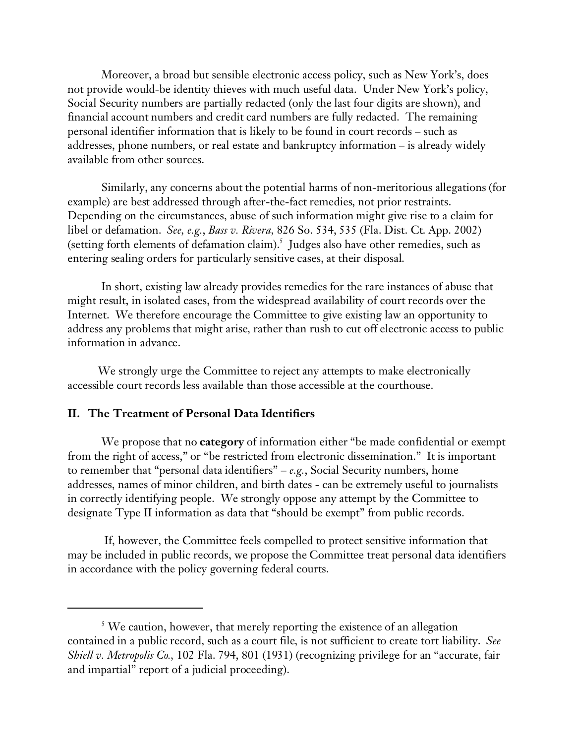Moreover, a broad but sensible electronic access policy, such as New York's, does not provide would-be identity thieves with much useful data. Under New York's policy, Social Security numbers are partially redacted (only the last four digits are shown), and financial account numbers and credit card numbers are fully redacted. The remaining personal identifier information that is likely to be found in court records – such as addresses, phone numbers, or real estate and bankruptcy information – is already widely available from other sources.

Similarly, any concerns about the potential harms of non-meritorious allegations (for example) are best addressed through after-the-fact remedies, not prior restraints. Depending on the circumstances, abuse of such information might give rise to a claim for libel or defamation. *See*, *e.g.*, *Bass v. Rivera*, 826 So. 534, 535 (Fla. Dist. Ct. App. 2002) (setting forth elements of defamation claim).[5] Judges also have other remedies, such as entering sealing orders for particularly sensitive cases, at their disposal.

In short, existing law already provides remedies for the rare instances of abuse that might result, in isolated cases, from the widespread availability of court records over the Internet. We therefore encourage the Committee to give existing law an opportunity to address any problems that might arise, rather than rush to cut off electronic access to public information in advance.

We strongly urge the Committee to reject any attempts to make electronically accessible court records less available than those accessible at the courthouse.

## II. The Treatment of Personal Data Identifiers

We propose that no **category** of information either "be made confidential or exempt from the right of access," or "be restricted from electronic dissemination." It is important to remember that "personal data identifiers" – *e.g.*, Social Security numbers, home addresses, names of minor children, and birth dates - can be extremely useful to journalists in correctly identifying people. We strongly oppose any attempt by the Committee to designate Type II information as data that "should be exempt" from public records.

If, however, the Committee feels compelled to protect sensitive information that may be included in public records, we propose the Committee treat personal data identifiers in accordance with the policy governing federal courts.

---

[5] We caution, however, that merely reporting the existence of an allegation contained in a public record, such as a court file, is not sufficient to create tort liability. *See Shiell v. Metropolis Co.*, 102 Fla. 794, 801 (1931) (recognizing privilege for an "accurate, fair and impartial" report of a judicial proceeding).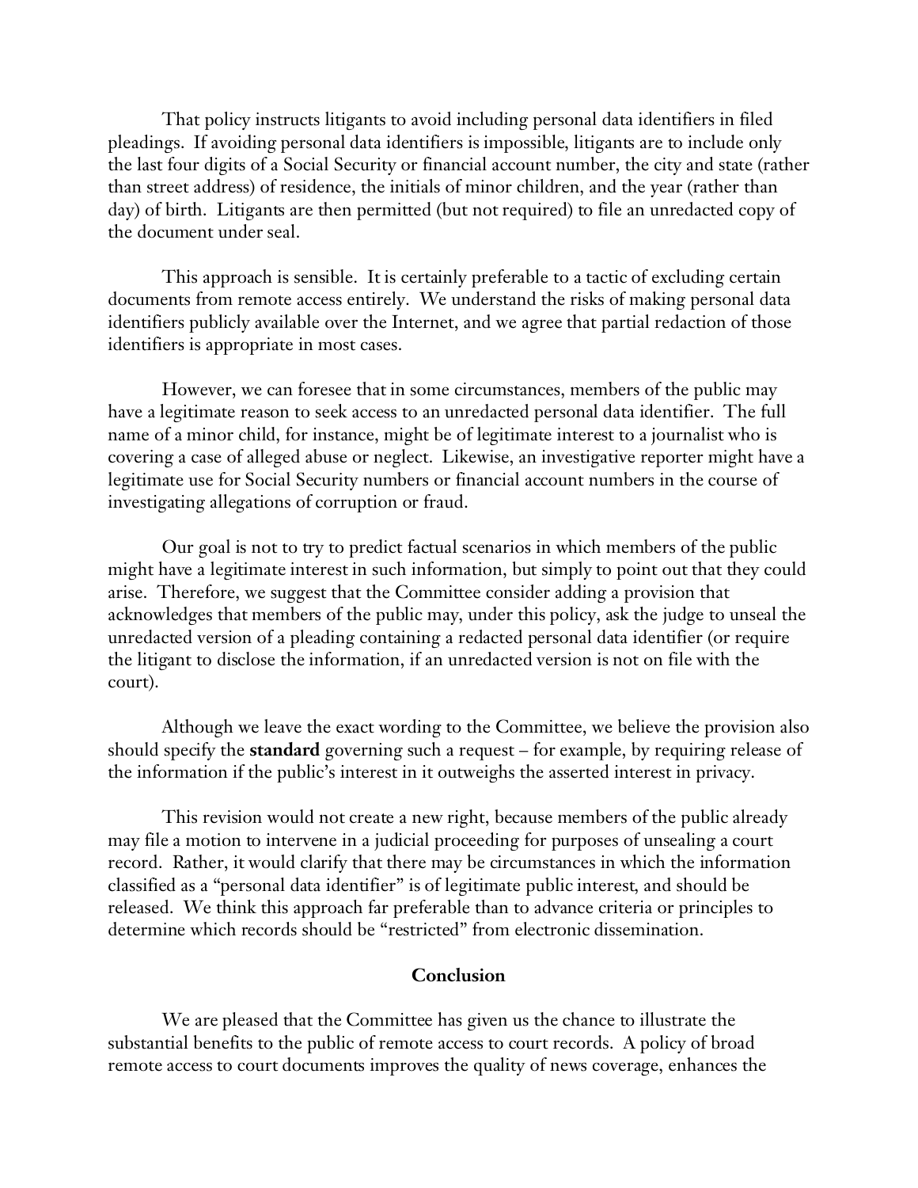That policy instructs litigants to avoid including personal data identifiers in filed pleadings. If avoiding personal data identifiers is impossible, litigants are to include only the last four digits of a Social Security or financial account number, the city and state (rather than street address) of residence, the initials of minor children, and the year (rather than day) of birth. Litigants are then permitted (but not required) to file an unredacted copy of the document under seal.

This approach is sensible. It is certainly preferable to a tactic of excluding certain documents from remote access entirely. We understand the risks of making personal data identifiers publicly available over the Internet, and we agree that partial redaction of those identifiers is appropriate in most cases.

However, we can foresee that in some circumstances, members of the public may have a legitimate reason to seek access to an unredacted personal data identifier. The full name of a minor child, for instance, might be of legitimate interest to a journalist who is covering a case of alleged abuse or neglect. Likewise, an investigative reporter might have a legitimate use for Social Security numbers or financial account numbers in the course of investigating allegations of corruption or fraud.

Our goal is not to try to predict factual scenarios in which members of the public might have a legitimate interest in such information, but simply to point out that they could arise. Therefore, we suggest that the Committee consider adding a provision that acknowledges that members of the public may, under this policy, ask the judge to unseal the unredacted version of a pleading containing a redacted personal data identifier (or require the litigant to disclose the information, if an unredacted version is not on file with the court).

Although we leave the exact wording to the Committee, we believe the provision also should specify the **standard** governing such a request – for example, by requiring release of the information if the public's interest in it outweighs the asserted interest in privacy.

This revision would not create a new right, because members of the public already may file a motion to intervene in a judicial proceeding for purposes of unsealing a court record. Rather, it would clarify that there may be circumstances in which the information classified as a "personal data identifier" is of legitimate public interest, and should be released. We think this approach far preferable than to advance criteria or principles to determine which records should be "restricted" from electronic dissemination.

## Conclusion

We are pleased that the Committee has given us the chance to illustrate the substantial benefits to the public of remote access to court records. A policy of broad remote access to court documents improves the quality of news coverage, enhances the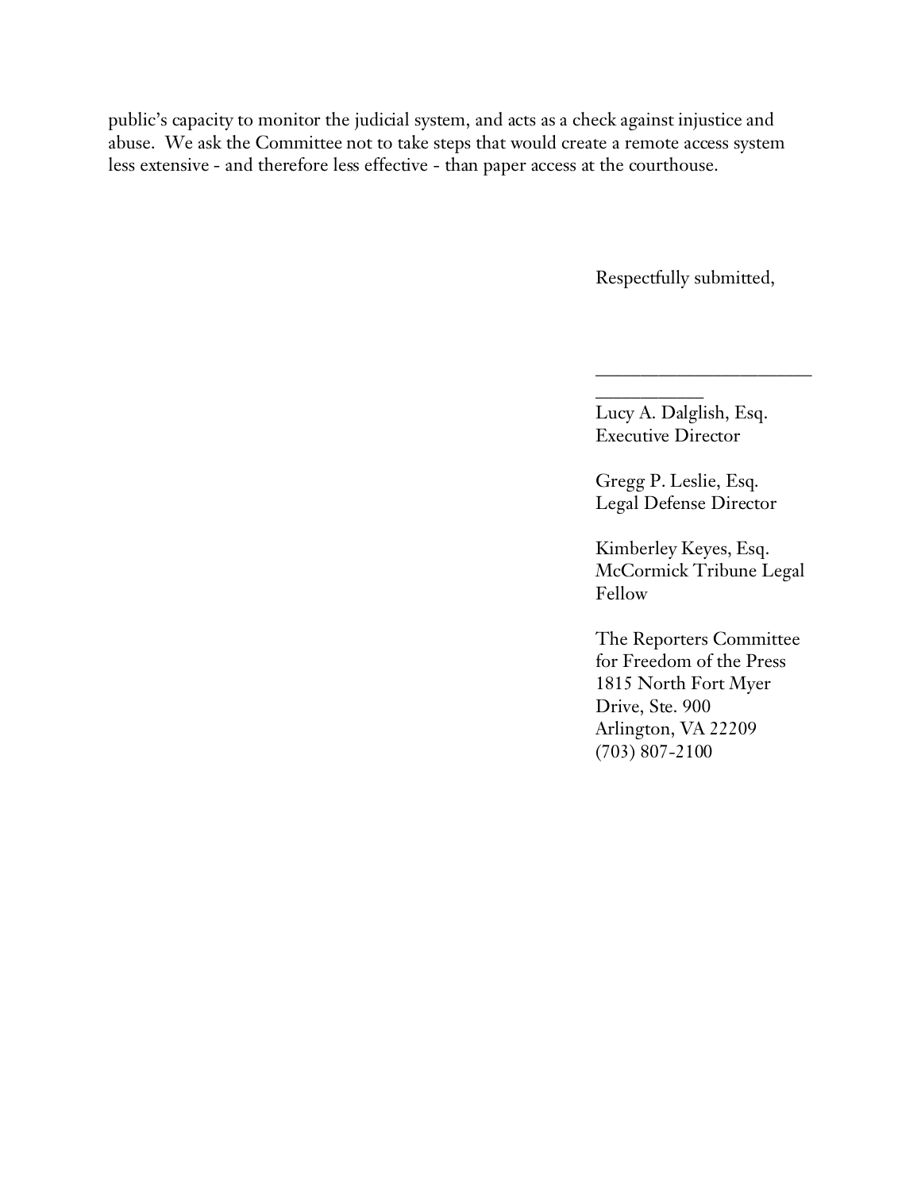public's capacity to monitor the judicial system, and acts as a check against injustice and abuse. We ask the Committee not to take steps that would create a remote access system less extensive - and therefore less effective - than paper access at the courthouse.

Respectfully submitted,

\_\_\_\_\_\_\_\_\_\_\_\_\_\_\_\_\_\_\_\_\_\_\_\_\_\_\_\_\_\_\_\_\_\_\_

Lucy A. Dalglish, Esq.
Executive Director

Gregg P. Leslie, Esq.
Legal Defense Director

Kimberley Keyes, Esq.
McCormick Tribune Legal Fellow

The Reporters Committee for Freedom of the Press
1815 North Fort Myer Drive, Ste. 900
Arlington, VA 22209
(703) 807-2100